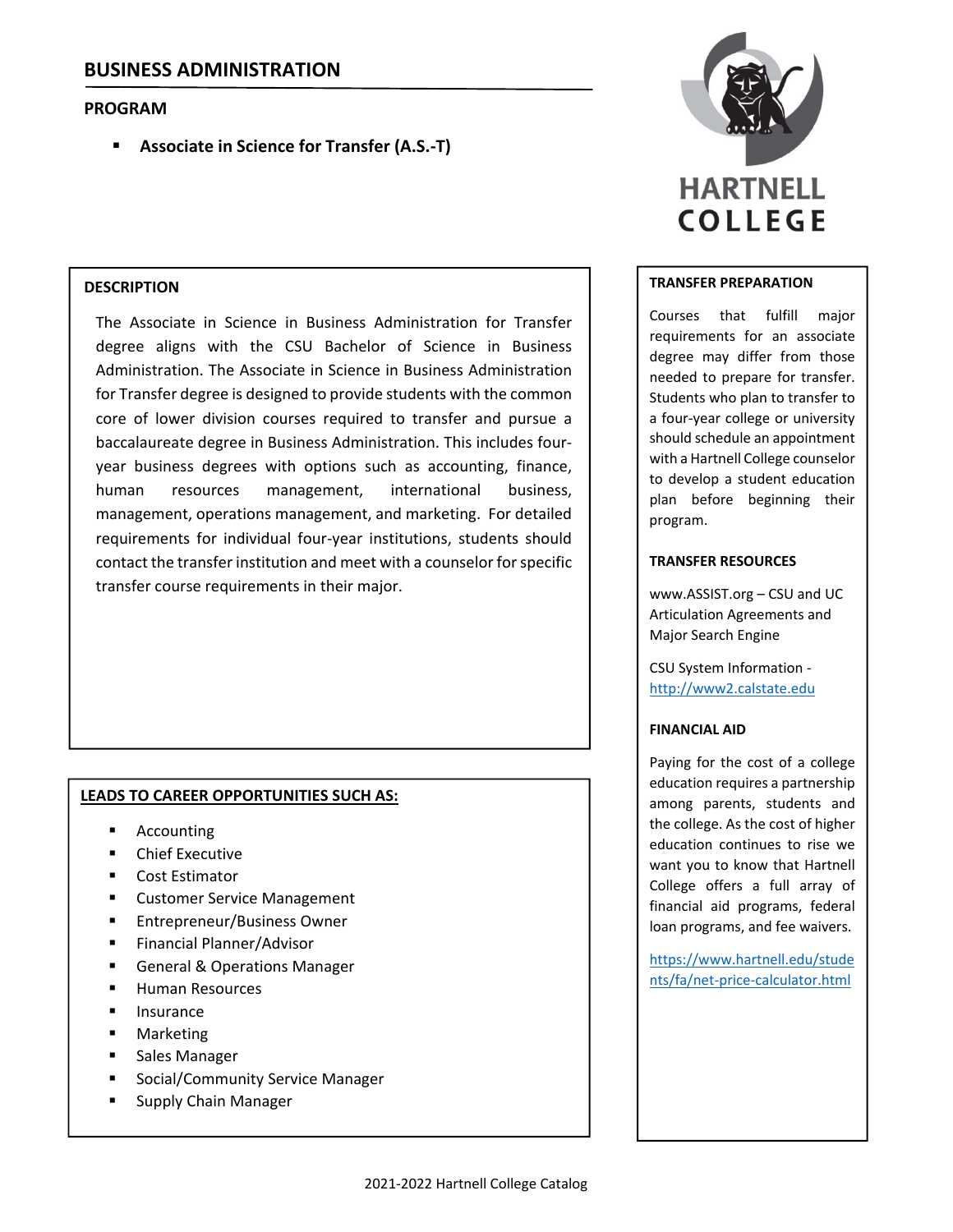# BUSINESS ADMINISTRATION

## PROGRAM

- **Associate in Science for Transfer (A.S.-T)**

HARTNELL COLLEGE

## DESCRIPTION

The Associate in Science in Business Administration for Transfer degree aligns with the CSU Bachelor of Science in Business Administration. The Associate in Science in Business Administration for Transfer degree is designed to provide students with the common core of lower division courses required to transfer and pursue a baccalaureate degree in Business Administration. This includes four-year business degrees with options such as accounting, finance, human resources management, international business, management, operations management, and marketing. For detailed requirements for individual four-year institutions, students should contact the transfer institution and meet with a counselor for specific transfer course requirements in their major.

## LEADS TO CAREER OPPORTUNITIES SUCH AS:

- Accounting
- Chief Executive
- Cost Estimator
- Customer Service Management
- Entrepreneur/Business Owner
- Financial Planner/Advisor
- General & Operations Manager
- Human Resources
- Insurance
- Marketing
- Sales Manager
- Social/Community Service Manager
- Supply Chain Manager

## TRANSFER PREPARATION

Courses that fulfill major requirements for an associate degree may differ from those needed to prepare for transfer. Students who plan to transfer to a four-year college or university should schedule an appointment with a Hartnell College counselor to develop a student education plan before beginning their program.

## TRANSFER RESOURCES

www.ASSIST.org – CSU and UC Articulation Agreements and Major Search Engine

CSU System Information - http://www2.calstate.edu

## FINANCIAL AID

Paying for the cost of a college education requires a partnership among parents, students and the college. As the cost of higher education continues to rise we want you to know that Hartnell College offers a full array of financial aid programs, federal loan programs, and fee waivers.

https://www.hartnell.edu/students/fa/net-price-calculator.html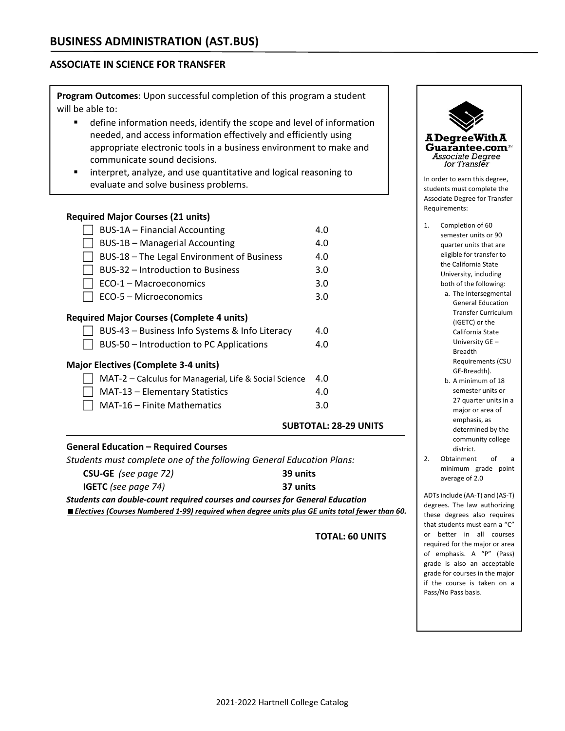# BUSINESS ADMINISTRATION (AST.BUS)

## ASSOCIATE IN SCIENCE FOR TRANSFER

**Program Outcomes**: Upon successful completion of this program a student will be able to:

- define information needs, identify the scope and level of information needed, and access information effectively and efficiently using appropriate electronic tools in a business environment to make and communicate sound decisions.
- interpret, analyze, and use quantitative and logical reasoning to evaluate and solve business problems.

**Required Major Courses (21 units)**

| | |
|---|---|
| ☐ BUS-1A – Financial Accounting | 4.0 |
| ☐ BUS-1B – Managerial Accounting | 4.0 |
| ☐ BUS-18 – The Legal Environment of Business | 4.0 |
| ☐ BUS-32 – Introduction to Business | 3.0 |
| ☐ ECO-1 – Macroeconomics | 3.0 |
| ☐ ECO-5 – Microeconomics | 3.0 |

**Required Major Courses (Complete 4 units)**

| | |
|---|---|
| ☐ BUS-43 – Business Info Systems & Info Literacy | 4.0 |
| ☐ BUS-50 – Introduction to PC Applications | 4.0 |

**Major Electives (Complete 3-4 units)**

| | |
|---|---|
| ☐ MAT-2 – Calculus for Managerial, Life & Social Science | 4.0 |
| ☐ MAT-13 – Elementary Statistics | 4.0 |
| ☐ MAT-16 – Finite Mathematics | 3.0 |

**SUBTOTAL: 28-29 UNITS**

**General Education – Required Courses**

*Students must complete one of the following General Education Plans:*

| | |
|---|---|
| **CSU-GE** *(see page 72)* | **39 units** |
| **IGETC** *(see page 74)* | **37 units** |

***Students can double-count required courses and courses for General Education***

■ ***Electives (Courses Numbered 1-99) required when degree units plus GE units total fewer than 60.***

**TOTAL: 60 UNITS**

A Degree With A Guarantee.com℠
*Associate Degree for Transfer*

In order to earn this degree, students must complete the Associate Degree for Transfer Requirements:

1. Completion of 60 semester units or 90 quarter units that are eligible for transfer to the California State University, including both of the following:
   a. The Intersegmental General Education Transfer Curriculum (IGETC) or the California State University GE – Breadth Requirements (CSU GE-Breadth).
   b. A minimum of 18 semester units or 27 quarter units in a major or area of emphasis, as determined by the community college district.
2. Obtainment of a minimum grade point average of 2.0

ADTs include (AA-T) and (AS-T) degrees. The law authorizing these degrees also requires that students must earn a "C" or better in all courses required for the major or area of emphasis. A "P" (Pass) grade is also an acceptable grade for courses in the major if the course is taken on a Pass/No Pass basis.